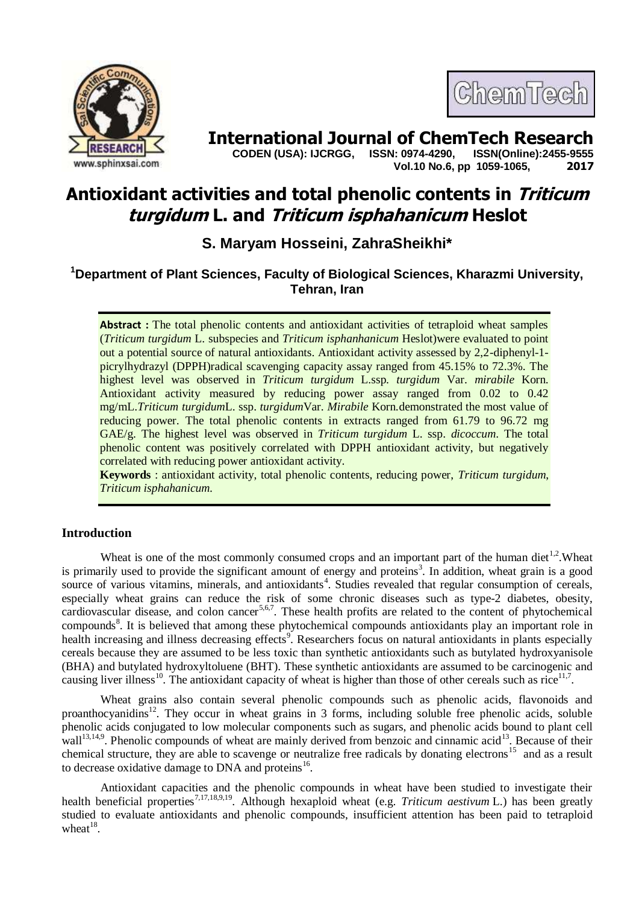# International Journal of ChemTech Research

**CODEN (USA): IJCRGG, ISSN: 0974-4290, ISSN(Online):2455-9555**
**Vol.10 No.6, pp 1059-1065, 2017**

# Antioxidant activities and total phenolic contents in *Triticum turgidum* L. and *Triticum isphahanicum* Heslot

## S. Maryam Hosseini, ZahraSheikhi*

### [1]Department of Plant Sciences, Faculty of Biological Sciences, Kharazmi University, Tehran, Iran

**Abstract :** The total phenolic contents and antioxidant activities of tetraploid wheat samples (*Triticum turgidum* L. subspecies and *Triticum isphanhanicum* Heslot)were evaluated to point out a potential source of natural antioxidants. Antioxidant activity assessed by 2,2-diphenyl-1-picrylhydrazyl (DPPH)radical scavenging capacity assay ranged from 45.15% to 72.3%. The highest level was observed in *Triticum turgidum* L.ssp. *turgidum* Var. *mirabile* Korn. Antioxidant activity measured by reducing power assay ranged from 0.02 to 0.42 mg/mL.*Triticum turgidum*L. ssp. *turgidum*Var. *Mirabile* Korn.demonstrated the most value of reducing power. The total phenolic contents in extracts ranged from 61.79 to 96.72 mg GAE/g. The highest level was observed in *Triticum turgidum* L. ssp. *dicoccum*. The total phenolic content was positively correlated with DPPH antioxidant activity, but negatively correlated with reducing power antioxidant activity.

**Keywords** : antioxidant activity, total phenolic contents, reducing power, *Triticum turgidum*, *Triticum isphahanicum*.

## Introduction

Wheat is one of the most commonly consumed crops and an important part of the human diet[1,2].Wheat is primarily used to provide the significant amount of energy and proteins[3]. In addition, wheat grain is a good source of various vitamins, minerals, and antioxidants[4]. Studies revealed that regular consumption of cereals, especially wheat grains can reduce the risk of some chronic diseases such as type-2 diabetes, obesity, cardiovascular disease, and colon cancer[5,6,7]. These health profits are related to the content of phytochemical compounds[8]. It is believed that among these phytochemical compounds antioxidants play an important role in health increasing and illness decreasing effects[9]. Researchers focus on natural antioxidants in plants especially cereals because they are assumed to be less toxic than synthetic antioxidants such as butylated hydroxyanisole (BHA) and butylated hydroxyltoluene (BHT). These synthetic antioxidants are assumed to be carcinogenic and causing liver illness[10]. The antioxidant capacity of wheat is higher than those of other cereals such as rice[11,7].

Wheat grains also contain several phenolic compounds such as phenolic acids, flavonoids and proanthocyanidins[12]. They occur in wheat grains in 3 forms, including soluble free phenolic acids, soluble phenolic acids conjugated to low molecular components such as sugars, and phenolic acids bound to plant cell wall[13,14,9]. Phenolic compounds of wheat are mainly derived from benzoic and cinnamic acid[13]. Because of their chemical structure, they are able to scavenge or neutralize free radicals by donating electrons[15] and as a result to decrease oxidative damage to DNA and proteins[16].

Antioxidant capacities and the phenolic compounds in wheat have been studied to investigate their health beneficial properties[7,17,18,9,19]. Although hexaploid wheat (e.g. *Triticum aestivum* L.) has been greatly studied to evaluate antioxidants and phenolic compounds, insufficient attention has been paid to tetraploid wheat[18].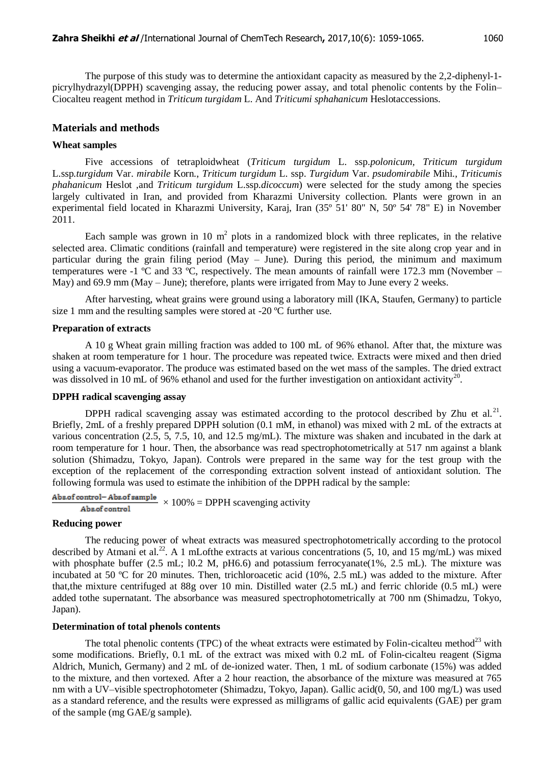The purpose of this study was to determine the antioxidant capacity as measured by the 2,2-diphenyl-1-picrylhydrazyl(DPPH) scavenging assay, the reducing power assay, and total phenolic contents by the Folin–Ciocalteu reagent method in *Triticum turgidam* L. And *Triticumi sphahanicum* Heslotaccessions.

## Materials and methods

### Wheat samples

Five accessions of tetraploidwheat (*Triticum turgidum* L. ssp.*polonicum*, *Triticum turgidum* L.ssp.*turgidum* Var. *mirabile* Korn., *Triticum turgidum* L. ssp. *Turgidum* Var. *psudomirabile* Mihi., *Triticumis phahanicum* Heslot ,and *Triticum turgidum* L.ssp.*dicoccum*) were selected for the study among the species largely cultivated in Iran, and provided from Kharazmi University collection. Plants were grown in an experimental field located in Kharazmi University, Karaj, Iran (35º 51' 80" N, 50º 54' 78" E) in November 2011.

Each sample was grown in 10 $m^2$ plots in a randomized block with three replicates, in the relative selected area. Climatic conditions (rainfall and temperature) were registered in the site along crop year and in particular during the grain filing period (May – June). During this period, the minimum and maximum temperatures were -1 ºC and 33 ºC, respectively. The mean amounts of rainfall were 172.3 mm (November – May) and 69.9 mm (May – June); therefore, plants were irrigated from May to June every 2 weeks.

After harvesting, wheat grains were ground using a laboratory mill (IKA, Staufen, Germany) to particle size 1 mm and the resulting samples were stored at -20 ºC further use.

### Preparation of extracts

A 10 g Wheat grain milling fraction was added to 100 mL of 96% ethanol. After that, the mixture was shaken at room temperature for 1 hour. The procedure was repeated twice. Extracts were mixed and then dried using a vacuum-evaporator. The produce was estimated based on the wet mass of the samples. The dried extract was dissolved in 10 mL of 96% ethanol and used for the further investigation on antioxidant activity[20].

### DPPH radical scavenging assay

DPPH radical scavenging assay was estimated according to the protocol described by Zhu et al.[21]. Briefly, 2mL of a freshly prepared DPPH solution (0.1 mM, in ethanol) was mixed with 2 mL of the extracts at various concentration (2.5, 5, 7.5, 10, and 12.5 mg/mL). The mixture was shaken and incubated in the dark at room temperature for 1 hour. Then, the absorbance was read spectrophotometrically at 517 nm against a blank solution (Shimadzu, Tokyo, Japan). Controls were prepared in the same way for the test group with the exception of the replacement of the corresponding extraction solvent instead of antioxidant solution. The following formula was used to estimate the inhibition of the DPPH radical by the sample:

$$\frac{\text{Abs.of control} - \text{Abs.of sample}}{\text{Abs.of control}} \times 100\% = \text{DPPH scavenging activity}$$

### Reducing power

The reducing power of wheat extracts was measured spectrophotometrically according to the protocol described by Atmani et al.[22]. A 1 mLofthe extracts at various concentrations (5, 10, and 15 mg/mL) was mixed with phosphate buffer (2.5 mL; l0.2 M, pH6.6) and potassium ferrocyanate(1%, 2.5 mL). The mixture was incubated at 50 ºC for 20 minutes. Then, trichloroacetic acid (10%, 2.5 mL) was added to the mixture. After that,the mixture centrifuged at 88g over 10 min. Distilled water (2.5 mL) and ferric chloride (0.5 mL) were added tothe supernatant. The absorbance was measured spectrophotometrically at 700 nm (Shimadzu, Tokyo, Japan).

### Determination of total phenols contents

The total phenolic contents (TPC) of the wheat extracts were estimated by Folin-cicalteu method[23] with some modifications. Briefly, 0.1 mL of the extract was mixed with 0.2 mL of Folin-cicalteu reagent (Sigma Aldrich, Munich, Germany) and 2 mL of de-ionized water. Then, 1 mL of sodium carbonate (15%) was added to the mixture, and then vortexed. After a 2 hour reaction, the absorbance of the mixture was measured at 765 nm with a UV–visible spectrophotometer (Shimadzu, Tokyo, Japan). Gallic acid(0, 50, and 100 mg/L) was used as a standard reference, and the results were expressed as milligrams of gallic acid equivalents (GAE) per gram of the sample (mg GAE/g sample).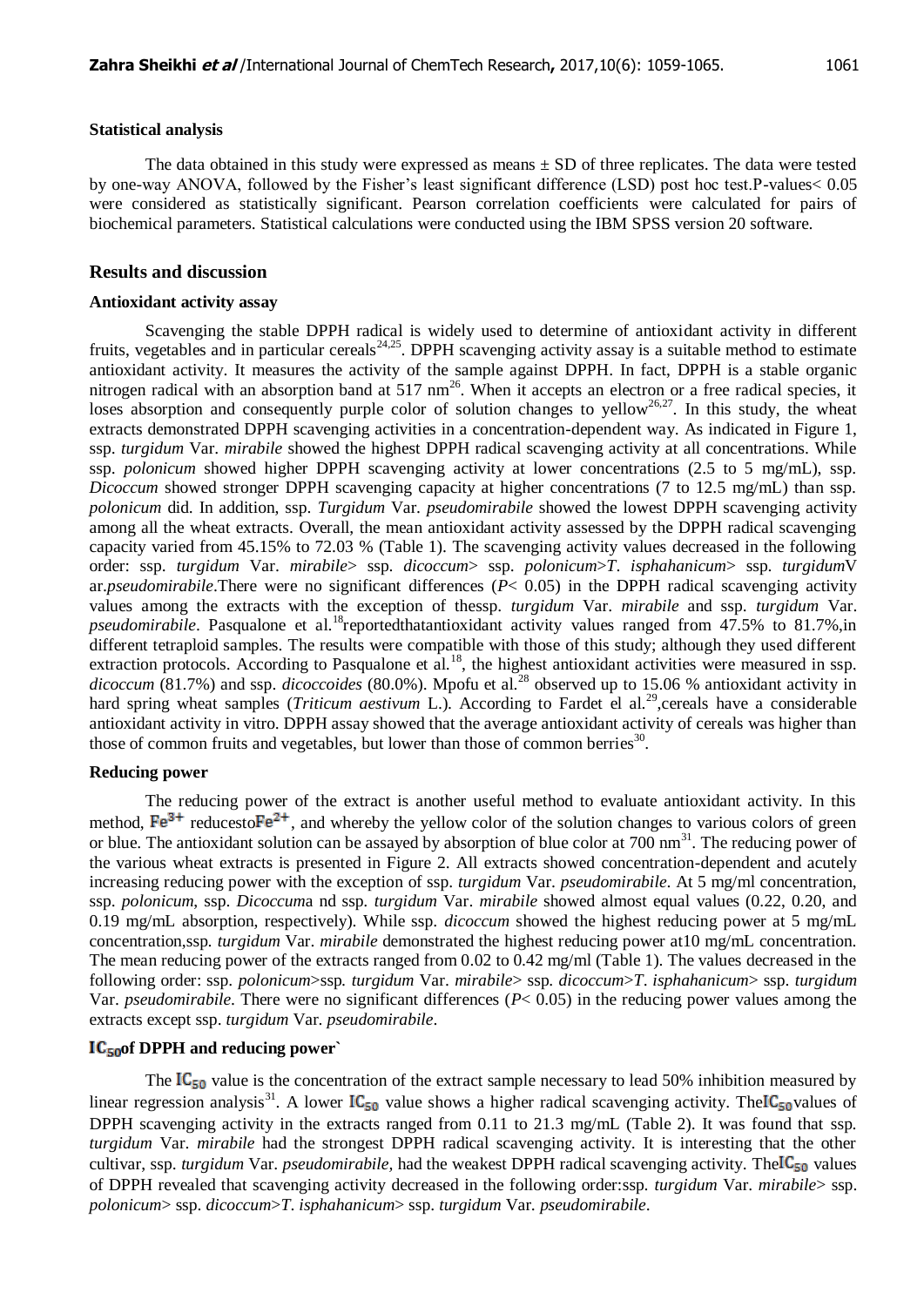### Statistical analysis

The data obtained in this study were expressed as means ± SD of three replicates. The data were tested by one-way ANOVA, followed by the Fisher's least significant difference (LSD) post hoc test.P-values< 0.05 were considered as statistically significant. Pearson correlation coefficients were calculated for pairs of biochemical parameters. Statistical calculations were conducted using the IBM SPSS version 20 software.

## Results and discussion

### Antioxidant activity assay

Scavenging the stable DPPH radical is widely used to determine of antioxidant activity in different fruits, vegetables and in particular cereals[24,25]. DPPH scavenging activity assay is a suitable method to estimate antioxidant activity. It measures the activity of the sample against DPPH. In fact, DPPH is a stable organic nitrogen radical with an absorption band at 517 nm[26]. When it accepts an electron or a free radical species, it loses absorption and consequently purple color of solution changes to yellow[26,27]. In this study, the wheat extracts demonstrated DPPH scavenging activities in a concentration-dependent way. As indicated in Figure 1, ssp. *turgidum* Var. *mirabile* showed the highest DPPH radical scavenging activity at all concentrations. While ssp. *polonicum* showed higher DPPH scavenging activity at lower concentrations (2.5 to 5 mg/mL), ssp. *Dicoccum* showed stronger DPPH scavenging capacity at higher concentrations (7 to 12.5 mg/mL) than ssp. *polonicum* did. In addition, ssp. *Turgidum* Var. *pseudomirabile* showed the lowest DPPH scavenging activity among all the wheat extracts. Overall, the mean antioxidant activity assessed by the DPPH radical scavenging capacity varied from 45.15% to 72.03 % (Table 1). The scavenging activity values decreased in the following order: ssp. *turgidum* Var. *mirabile*> ssp. *dicoccum*> ssp. *polonicum*>*T. isphahanicum*> ssp. *turgidum*Var.*pseudomirabile*.There were no significant differences (*P*< 0.05) in the DPPH radical scavenging activity values among the extracts with the exception of thessp. *turgidum* Var. *mirabile* and ssp. *turgidum* Var. *pseudomirabile*. Pasqualone et al.[18]reportedthatantioxidant activity values ranged from 47.5% to 81.7%,in different tetraploid samples. The results were compatible with those of this study; although they used different extraction protocols. According to Pasqualone et al.[18], the highest antioxidant activities were measured in ssp. *dicoccum* (81.7%) and ssp. *dicoccoides* (80.0%). Mpofu et al.[28] observed up to 15.06 % antioxidant activity in hard spring wheat samples (*Triticum aestivum* L.). According to Fardet el al.[29],cereals have a considerable antioxidant activity in vitro. DPPH assay showed that the average antioxidant activity of cereals was higher than those of common fruits and vegetables, but lower than those of common berries[30].

### Reducing power

The reducing power of the extract is another useful method to evaluate antioxidant activity. In this method, $Fe^{3+}$ reducesto$Fe^{2+}$, and whereby the yellow color of the solution changes to various colors of green or blue. The antioxidant solution can be assayed by absorption of blue color at 700 nm[31]. The reducing power of the various wheat extracts is presented in Figure 2. All extracts showed concentration-dependent and acutely increasing reducing power with the exception of ssp. *turgidum* Var. *pseudomirabile*. At 5 mg/ml concentration, ssp. *polonicum*, ssp. *Dicoccum*a nd ssp. *turgidum* Var. *mirabile* showed almost equal values (0.22, 0.20, and 0.19 mg/mL absorption, respectively). While ssp. *dicoccum* showed the highest reducing power at 5 mg/mL concentration,ssp. *turgidum* Var. *mirabile* demonstrated the highest reducing power at10 mg/mL concentration. The mean reducing power of the extracts ranged from 0.02 to 0.42 mg/ml (Table 1). The values decreased in the following order: ssp. *polonicum*>ssp. *turgidum* Var. *mirabile*> ssp. *dicoccum*>*T. isphahanicum*> ssp. *turgidum* Var. *pseudomirabile*. There were no significant differences (*P*< 0.05) in the reducing power values among the extracts except ssp. *turgidum* Var. *pseudomirabile*.

### $IC_{50}$of DPPH and reducing power`

The $IC_{50}$ value is the concentration of the extract sample necessary to lead 50% inhibition measured by linear regression analysis[31]. A lower $IC_{50}$ value shows a higher radical scavenging activity. The$IC_{50}$values of DPPH scavenging activity in the extracts ranged from 0.11 to 21.3 mg/mL (Table 2). It was found that ssp. *turgidum* Var. *mirabile* had the strongest DPPH radical scavenging activity. It is interesting that the other cultivar, ssp. *turgidum* Var. *pseudomirabile*, had the weakest DPPH radical scavenging activity. The$IC_{50}$ values of DPPH revealed that scavenging activity decreased in the following order:ssp. *turgidum* Var. *mirabile*> ssp. *polonicum*> ssp. *dicoccum*>*T. isphahanicum*> ssp. *turgidum* Var. *pseudomirabile*.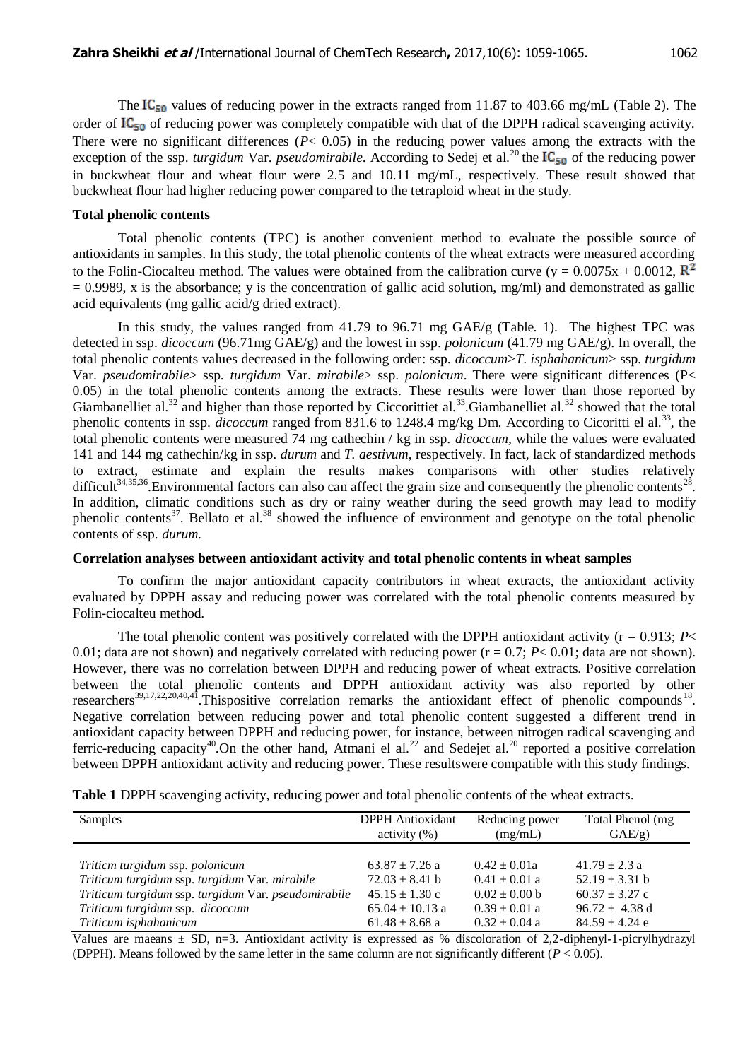The $IC_{50}$ values of reducing power in the extracts ranged from 11.87 to 403.66 mg/mL (Table 2). The order of $IC_{50}$ of reducing power was completely compatible with that of the DPPH radical scavenging activity. There were no significant differences ($P$< 0.05) in the reducing power values among the extracts with the exception of the ssp. *turgidum* Var. *pseudomirabile*. According to Sedej et al.[20] the $IC_{50}$ of the reducing power in buckwheat flour and wheat flour were 2.5 and 10.11 mg/mL, respectively. These result showed that buckwheat flour had higher reducing power compared to the tetraploid wheat in the study.

**Total phenolic contents**

Total phenolic contents (TPC) is another convenient method to evaluate the possible source of antioxidants in samples. In this study, the total phenolic contents of the wheat extracts were measured according to the Folin-Ciocalteu method. The values were obtained from the calibration curve (y = 0.0075x + 0.0012, $R^2$ = 0.9989, x is the absorbance; y is the concentration of gallic acid solution, mg/ml) and demonstrated as gallic acid equivalents (mg gallic acid/g dried extract).

In this study, the values ranged from 41.79 to 96.71 mg GAE/g (Table. 1). The highest TPC was detected in ssp. *dicoccum* (96.71mg GAE/g) and the lowest in ssp. *polonicum* (41.79 mg GAE/g). In overall, the total phenolic contents values decreased in the following order: ssp. *dicoccum*>*T. isphahanicum*> ssp. *turgidum* Var. *pseudomirabile*> ssp. *turgidum* Var. *mirabile*> ssp. *polonicum*. There were significant differences (P< 0.05) in the total phenolic contents among the extracts. These results were lower than those reported by Giambanelliet al.[32] and higher than those reported by Ciccorittiet al.[33].Giambanelliet al.[32] showed that the total phenolic contents in ssp. *dicoccum* ranged from 831.6 to 1248.4 mg/kg Dm. According to Cicoritti el al.[33], the total phenolic contents were measured 74 mg cathechin / kg in ssp. *dicoccum*, while the values were evaluated 141 and 144 mg cathechin/kg in ssp. *durum* and *T. aestivum*, respectively. In fact, lack of standardized methods to extract, estimate and explain the results makes comparisons with other studies relatively difficult[34,35,36].Environmental factors can also can affect the grain size and consequently the phenolic contents[28]. In addition, climatic conditions such as dry or rainy weather during the seed growth may lead to modify phenolic contents[37]. Bellato et al.[38] showed the influence of environment and genotype on the total phenolic contents of ssp. *durum*.

**Correlation analyses between antioxidant activity and total phenolic contents in wheat samples**

To confirm the major antioxidant capacity contributors in wheat extracts, the antioxidant activity evaluated by DPPH assay and reducing power was correlated with the total phenolic contents measured by Folin-ciocalteu method.

The total phenolic content was positively correlated with the DPPH antioxidant activity (r = 0.913; $P$< 0.01; data are not shown) and negatively correlated with reducing power (r = 0.7; $P$< 0.01; data are not shown). However, there was no correlation between DPPH and reducing power of wheat extracts. Positive correlation between the total phenolic contents and DPPH antioxidant activity was also reported by other researchers[39,17,22,20,40,41].Thispositive correlation remarks the antioxidant effect of phenolic compounds[18]. Negative correlation between reducing power and total phenolic content suggested a different trend in antioxidant capacity between DPPH and reducing power, for instance, between nitrogen radical scavenging and ferric-reducing capacity[40].On the other hand, Atmani el al.[22] and Sedejet al.[20] reported a positive correlation between DPPH antioxidant activity and reducing power. These resultswere compatible with this study findings.

**Table 1** DPPH scavenging activity, reducing power and total phenolic contents of the wheat extracts.

| Samples | DPPH Antioxidant activity (%) | Reducing power (mg/mL) | Total Phenol (mg GAE/g) |
|---|---|---|---|
| *Triticm turgidum* ssp. *polonicum* | 63.87 ± 7.26 a | 0.42 ± 0.01a | 41.79 ± 2.3 a |
| *Triticum turgidum* ssp. *turgidum* Var. *mirabile* | 72.03 ± 8.41 b | 0.41 ± 0.01 a | 52.19 ± 3.31 b |
| *Triticum turgidum* ssp. *turgidum* Var. *pseudomirabile* | 45.15 ± 1.30 c | 0.02 ± 0.00 b | 60.37 ± 3.27 c |
| *Triticum turgidum* ssp. *dicoccum* | 65.04 ± 10.13 a | 0.39 ± 0.01 a | 96.72 ± 4.38 d |
| *Triticum isphahanicum* | 61.48 ± 8.68 a | 0.32 ± 0.04 a | 84.59 ± 4.24 e |

Values are maeans ± SD, n=3. Antioxidant activity is expressed as % discoloration of 2,2-diphenyl-1-picrylhydrazyl (DPPH). Means followed by the same letter in the same column are not significantly different ($P$ < 0.05).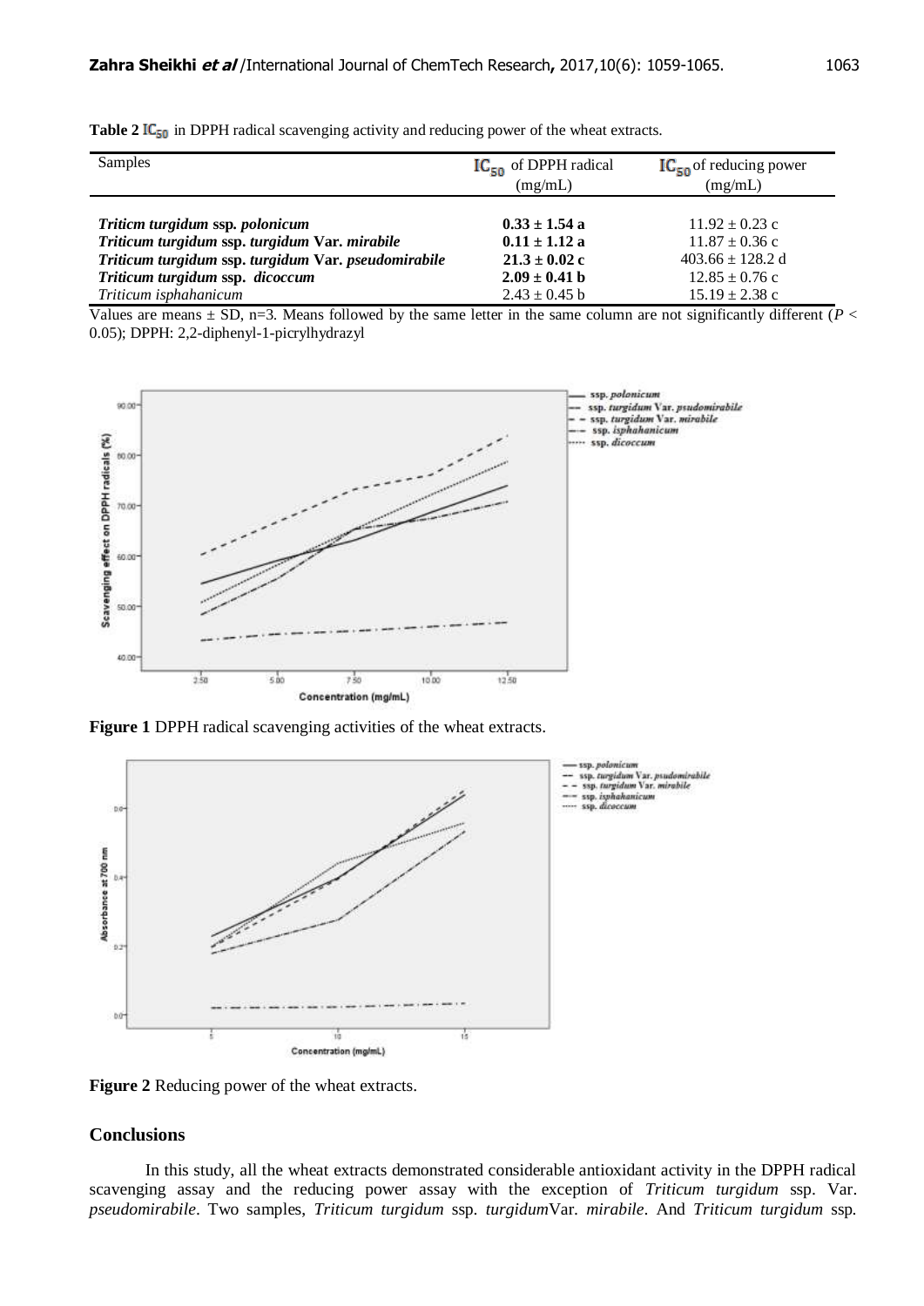**Table 2** $IC_{50}$ in DPPH radical scavenging activity and reducing power of the wheat extracts.

| Samples | $IC_{50}$ of DPPH radical (mg/mL) | $IC_{50}$ of reducing power (mg/mL) |
|---|---|---|
| ***Triticm turgidum* ssp. *polonicum*** | **0.33 ± 1.54 a** | 11.92 ± 0.23 c |
| ***Triticum turgidum* ssp. *turgidum* Var. *mirabile*** | **0.11 ± 1.12 a** | 11.87 ± 0.36 c |
| ***Triticum turgidum* ssp. *turgidum* Var. *pseudomirabile*** | **21.3 ± 0.02 c** | 403.66 ± 128.2 d |
| ***Triticum turgidum* ssp. *dicoccum*** | **2.09 ± 0.41 b** | 12.85 ± 0.76 c |
| *Triticum isphahanicum* | 2.43 ± 0.45 b | 15.19 ± 2.38 c |

Values are means ± SD, n=3. Means followed by the same letter in the same column are not significantly different ($P < 0.05$); DPPH: 2,2-diphenyl-1-picrylhydrazyl

**Figure 1** DPPH radical scavenging activities of the wheat extracts.

**Figure 2** Reducing power of the wheat extracts.

## Conclusions

In this study, all the wheat extracts demonstrated considerable antioxidant activity in the DPPH radical scavenging assay and the reducing power assay with the exception of *Triticum turgidum* ssp. Var. *pseudomirabile*. Two samples, *Triticum turgidum* ssp. *turgidum*Var. *mirabile*. And *Triticum turgidum* ssp.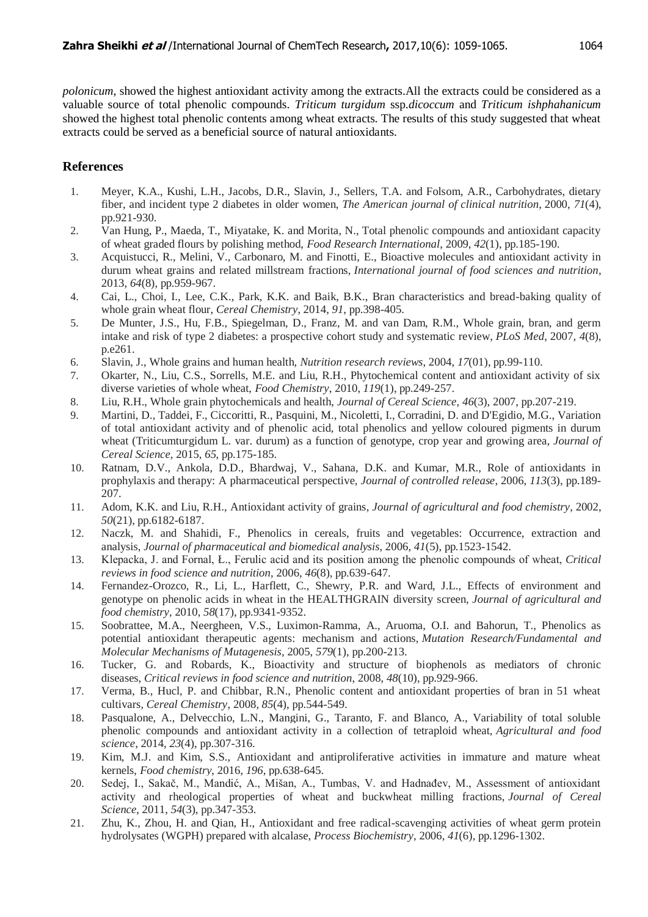*polonicum*, showed the highest antioxidant activity among the extracts.All the extracts could be considered as a valuable source of total phenolic compounds. *Triticum turgidum* ssp.*dicoccum* and *Triticum ishphahanicum* showed the highest total phenolic contents among wheat extracts. The results of this study suggested that wheat extracts could be served as a beneficial source of natural antioxidants.

## References

1. Meyer, K.A., Kushi, L.H., Jacobs, D.R., Slavin, J., Sellers, T.A. and Folsom, A.R., Carbohydrates, dietary fiber, and incident type 2 diabetes in older women, *The American journal of clinical nutrition*, 2000, *71*(4), pp.921-930.
2. Van Hung, P., Maeda, T., Miyatake, K. and Morita, N., Total phenolic compounds and antioxidant capacity of wheat graded flours by polishing method, *Food Research International*, 2009, *42*(1), pp.185-190.
3. Acquistucci, R., Melini, V., Carbonaro, M. and Finotti, E., Bioactive molecules and antioxidant activity in durum wheat grains and related millstream fractions, *International journal of food sciences and nutrition*, 2013, *64*(8), pp.959-967.
4. Cai, L., Choi, I., Lee, C.K., Park, K.K. and Baik, B.K., Bran characteristics and bread-baking quality of whole grain wheat flour, *Cereal Chemistry*, 2014, *91*, pp.398-405.
5. De Munter, J.S., Hu, F.B., Spiegelman, D., Franz, M. and van Dam, R.M., Whole grain, bran, and germ intake and risk of type 2 diabetes: a prospective cohort study and systematic review, *PLoS Med*, 2007, *4*(8), p.e261.
6. Slavin, J., Whole grains and human health, *Nutrition research reviews*, 2004, *17*(01), pp.99-110.
7. Okarter, N., Liu, C.S., Sorrells, M.E. and Liu, R.H., Phytochemical content and antioxidant activity of six diverse varieties of whole wheat, *Food Chemistry*, 2010, *119*(1), pp.249-257.
8. Liu, R.H., Whole grain phytochemicals and health, *Journal of Cereal Science*, *46*(3), 2007, pp.207-219.
9. Martini, D., Taddei, F., Ciccoritti, R., Pasquini, M., Nicoletti, I., Corradini, D. and D'Egidio, M.G., Variation of total antioxidant activity and of phenolic acid, total phenolics and yellow coloured pigments in durum wheat (Triticumturgidum L. var. durum) as a function of genotype, crop year and growing area, *Journal of Cereal Science*, 2015, *65*, pp.175-185.
10. Ratnam, D.V., Ankola, D.D., Bhardwaj, V., Sahana, D.K. and Kumar, M.R., Role of antioxidants in prophylaxis and therapy: A pharmaceutical perspective, *Journal of controlled release*, 2006, *113*(3), pp.189-207.
11. Adom, K.K. and Liu, R.H., Antioxidant activity of grains, *Journal of agricultural and food chemistry*, 2002, *50*(21), pp.6182-6187.
12. Naczk, M. and Shahidi, F., Phenolics in cereals, fruits and vegetables: Occurrence, extraction and analysis, *Journal of pharmaceutical and biomedical analysis*, 2006, *41*(5), pp.1523-1542.
13. Klepacka, J. and Fornal, Ł., Ferulic acid and its position among the phenolic compounds of wheat, *Critical reviews in food science and nutrition*, 2006, *46*(8), pp.639-647.
14. Fernandez-Orozco, R., Li, L., Harflett, C., Shewry, P.R. and Ward, J.L., Effects of environment and genotype on phenolic acids in wheat in the HEALTHGRAIN diversity screen, *Journal of agricultural and food chemistry*, 2010, *58*(17), pp.9341-9352.
15. Soobrattee, M.A., Neergheen, V.S., Luximon-Ramma, A., Aruoma, O.I. and Bahorun, T., Phenolics as potential antioxidant therapeutic agents: mechanism and actions, *Mutation Research/Fundamental and Molecular Mechanisms of Mutagenesis*, 2005, *579*(1), pp.200-213.
16. Tucker, G. and Robards, K., Bioactivity and structure of biophenols as mediators of chronic diseases, *Critical reviews in food science and nutrition*, 2008, *48*(10), pp.929-966.
17. Verma, B., Hucl, P. and Chibbar, R.N., Phenolic content and antioxidant properties of bran in 51 wheat cultivars, *Cereal Chemistry*, 2008, *85*(4), pp.544-549.
18. Pasqualone, A., Delvecchio, L.N., Mangini, G., Taranto, F. and Blanco, A., Variability of total soluble phenolic compounds and antioxidant activity in a collection of tetraploid wheat, *Agricultural and food science*, 2014, *23*(4), pp.307-316.
19. Kim, M.J. and Kim, S.S., Antioxidant and antiproliferative activities in immature and mature wheat kernels, *Food chemistry*, 2016, *196*, pp.638-645.
20. Sedej, I., Sakač, M., Mandić, A., Mišan, A., Tumbas, V. and Hadnađev, M., Assessment of antioxidant activity and rheological properties of wheat and buckwheat milling fractions, *Journal of Cereal Science*, 2011, *54*(3), pp.347-353.
21. Zhu, K., Zhou, H. and Qian, H., Antioxidant and free radical-scavenging activities of wheat germ protein hydrolysates (WGPH) prepared with alcalase, *Process Biochemistry*, 2006, *41*(6), pp.1296-1302.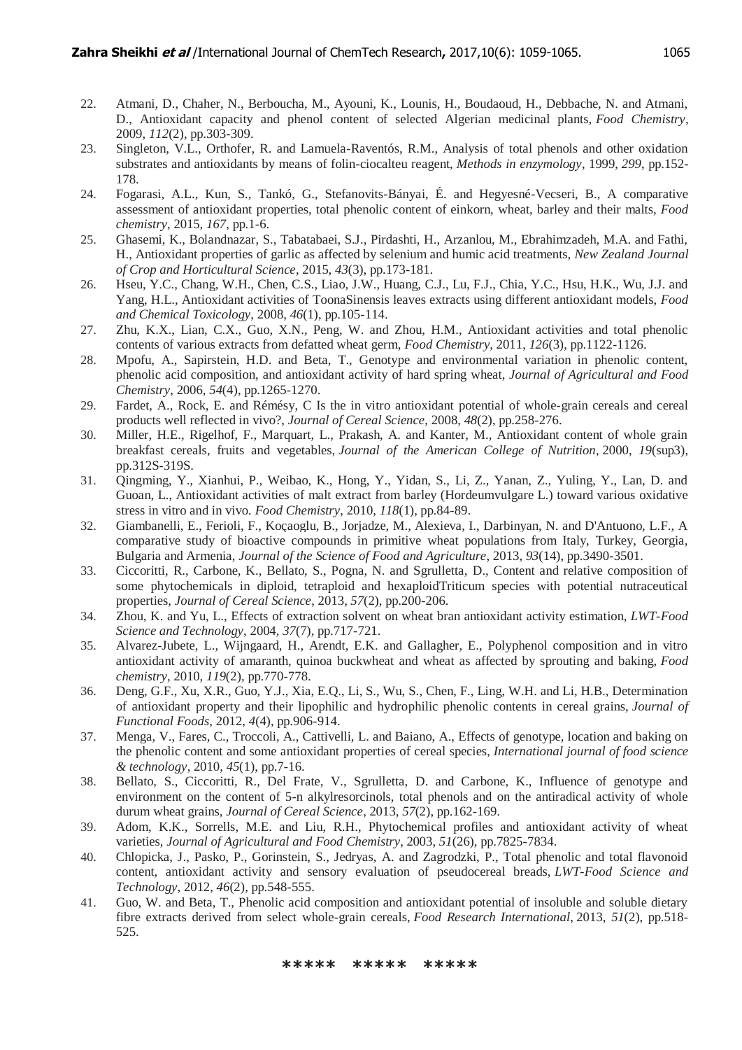22. Atmani, D., Chaher, N., Berboucha, M., Ayouni, K., Lounis, H., Boudaoud, H., Debbache, N. and Atmani, D., Antioxidant capacity and phenol content of selected Algerian medicinal plants, *Food Chemistry*, 2009, *112*(2), pp.303-309.
23. Singleton, V.L., Orthofer, R. and Lamuela-Raventós, R.M., Analysis of total phenols and other oxidation substrates and antioxidants by means of folin-ciocalteu reagent, *Methods in enzymology*, 1999, *299*, pp.152-178.
24. Fogarasi, A.L., Kun, S., Tankó, G., Stefanovits-Bányai, É. and Hegyesné-Vecseri, B., A comparative assessment of antioxidant properties, total phenolic content of einkorn, wheat, barley and their malts, *Food chemistry*, 2015, *167*, pp.1-6.
25. Ghasemi, K., Bolandnazar, S., Tabatabaei, S.J., Pirdashti, H., Arzanlou, M., Ebrahimzadeh, M.A. and Fathi, H., Antioxidant properties of garlic as affected by selenium and humic acid treatments, *New Zealand Journal of Crop and Horticultural Science*, 2015, *43*(3), pp.173-181.
26. Hseu, Y.C., Chang, W.H., Chen, C.S., Liao, J.W., Huang, C.J., Lu, F.J., Chia, Y.C., Hsu, H.K., Wu, J.J. and Yang, H.L., Antioxidant activities of ToonaSinensis leaves extracts using different antioxidant models, *Food and Chemical Toxicology*, 2008, *46*(1), pp.105-114.
27. Zhu, K.X., Lian, C.X., Guo, X.N., Peng, W. and Zhou, H.M., Antioxidant activities and total phenolic contents of various extracts from defatted wheat germ, *Food Chemistry*, 2011, *126*(3), pp.1122-1126.
28. Mpofu, A., Sapirstein, H.D. and Beta, T., Genotype and environmental variation in phenolic content, phenolic acid composition, and antioxidant activity of hard spring wheat, *Journal of Agricultural and Food Chemistry*, 2006, *54*(4), pp.1265-1270.
29. Fardet, A., Rock, E. and Rémésy, C Is the in vitro antioxidant potential of whole-grain cereals and cereal products well reflected in vivo?, *Journal of Cereal Science*, 2008, *48*(2), pp.258-276.
30. Miller, H.E., Rigelhof, F., Marquart, L., Prakash, A. and Kanter, M., Antioxidant content of whole grain breakfast cereals, fruits and vegetables, *Journal of the American College of Nutrition*, 2000, *19*(sup3), pp.312S-319S.
31. Qingming, Y., Xianhui, P., Weibao, K., Hong, Y., Yidan, S., Li, Z., Yanan, Z., Yuling, Y., Lan, D. and Guoan, L., Antioxidant activities of malt extract from barley (Hordeumvulgare L.) toward various oxidative stress in vitro and in vivo. *Food Chemistry*, 2010, *118*(1), pp.84-89.
32. Giambanelli, E., Ferioli, F., Koçaoglu, B., Jorjadze, M., Alexieva, I., Darbinyan, N. and D'Antuono, L.F., A comparative study of bioactive compounds in primitive wheat populations from Italy, Turkey, Georgia, Bulgaria and Armenia, *Journal of the Science of Food and Agriculture*, 2013, *93*(14), pp.3490-3501.
33. Ciccoritti, R., Carbone, K., Bellato, S., Pogna, N. and Sgrulletta, D., Content and relative composition of some phytochemicals in diploid, tetraploid and hexaploidTriticum species with potential nutraceutical properties, *Journal of Cereal Science*, 2013, *57*(2), pp.200-206.
34. Zhou, K. and Yu, L., Effects of extraction solvent on wheat bran antioxidant activity estimation, *LWT-Food Science and Technology*, 2004, *37*(7), pp.717-721.
35. Alvarez-Jubete, L., Wijngaard, H., Arendt, E.K. and Gallagher, E., Polyphenol composition and in vitro antioxidant activity of amaranth, quinoa buckwheat and wheat as affected by sprouting and baking, *Food chemistry*, 2010, *119*(2), pp.770-778.
36. Deng, G.F., Xu, X.R., Guo, Y.J., Xia, E.Q., Li, S., Wu, S., Chen, F., Ling, W.H. and Li, H.B., Determination of antioxidant property and their lipophilic and hydrophilic phenolic contents in cereal grains, *Journal of Functional Foods*, 2012, *4*(4), pp.906-914.
37. Menga, V., Fares, C., Troccoli, A., Cattivelli, L. and Baiano, A., Effects of genotype, location and baking on the phenolic content and some antioxidant properties of cereal species, *International journal of food science & technology*, 2010, *45*(1), pp.7-16.
38. Bellato, S., Ciccoritti, R., Del Frate, V., Sgrulletta, D. and Carbone, K., Influence of genotype and environment on the content of 5-n alkylresorcinols, total phenols and on the antiradical activity of whole durum wheat grains, *Journal of Cereal Science*, 2013, *57*(2), pp.162-169.
39. Adom, K.K., Sorrells, M.E. and Liu, R.H., Phytochemical profiles and antioxidant activity of wheat varieties, *Journal of Agricultural and Food Chemistry*, 2003, *51*(26), pp.7825-7834.
40. Chlopicka, J., Pasko, P., Gorinstein, S., Jedryas, A. and Zagrodzki, P., Total phenolic and total flavonoid content, antioxidant activity and sensory evaluation of pseudocereal breads, *LWT-Food Science and Technology*, 2012, *46*(2), pp.548-555.
41. Guo, W. and Beta, T., Phenolic acid composition and antioxidant potential of insoluble and soluble dietary fibre extracts derived from select whole-grain cereals, *Food Research International*, 2013, *51*(2), pp.518-525.

***** ***** *****